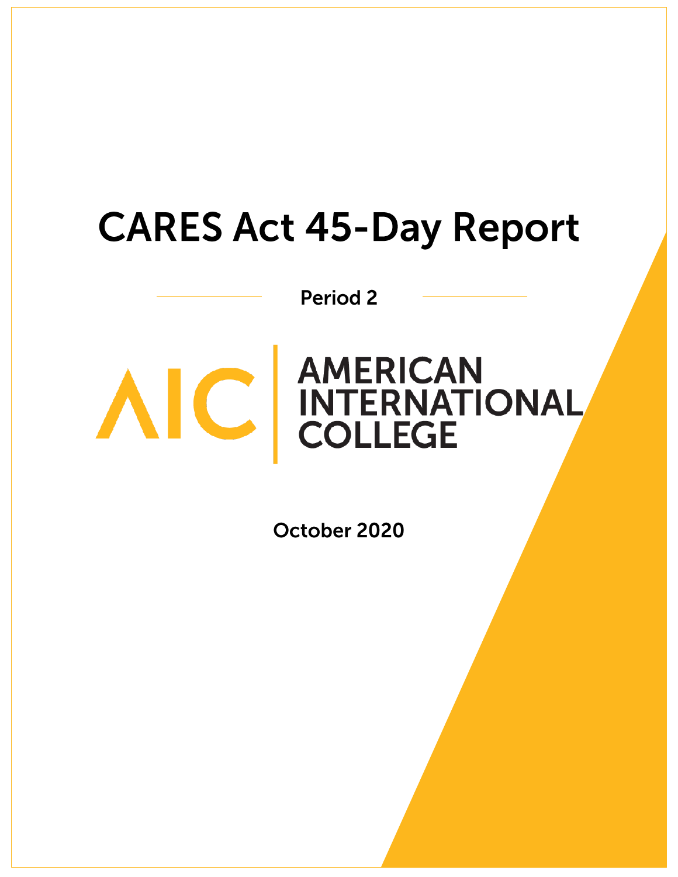# CARES Act 45-Day Report

Period 2

AIC | AMERICAN INTERNATIONAL COLLEGE

October 2020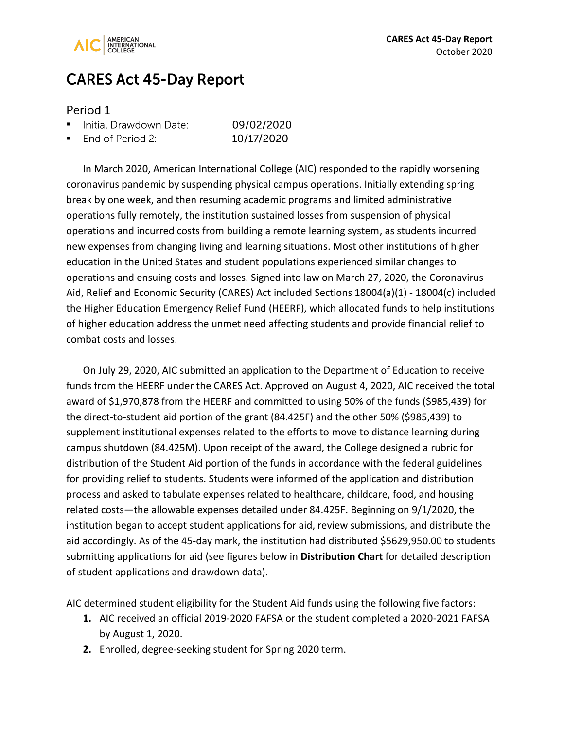# CARES Act 45-Day Report

## Period 1

- Initial Drawdown Date: 09/02/2020
- End of Period 2: 10/17/2020

In March 2020, American International College (AIC) responded to the rapidly worsening coronavirus pandemic by suspending physical campus operations. Initially extending spring break by one week, and then resuming academic programs and limited administrative operations fully remotely, the institution sustained losses from suspension of physical operations and incurred costs from building a remote learning system, as students incurred new expenses from changing living and learning situations. Most other institutions of higher education in the United States and student populations experienced similar changes to operations and ensuing costs and losses. Signed into law on March 27, 2020, the Coronavirus Aid, Relief and Economic Security (CARES) Act included Sections 18004(a)(1) - 18004(c) included the Higher Education Emergency Relief Fund (HEERF), which allocated funds to help institutions of higher education address the unmet need affecting students and provide financial relief to combat costs and losses.

On July 29, 2020, AIC submitted an application to the Department of Education to receive funds from the HEERF under the CARES Act. Approved on August 4, 2020, AIC received the total award of $1,970,878 from the HEERF and committed to using 50% of the funds ($985,439) for the direct-to-student aid portion of the grant (84.425F) and the other 50% ($985,439) to supplement institutional expenses related to the efforts to move to distance learning during campus shutdown (84.425M). Upon receipt of the award, the College designed a rubric for distribution of the Student Aid portion of the funds in accordance with the federal guidelines for providing relief to students. Students were informed of the application and distribution process and asked to tabulate expenses related to healthcare, childcare, food, and housing related costs—the allowable expenses detailed under 84.425F. Beginning on 9/1/2020, the institution began to accept student applications for aid, review submissions, and distribute the aid accordingly. As of the 45-day mark, the institution had distributed $5629,950.00 to students submitting applications for aid (see figures below in **Distribution Chart** for detailed description of student applications and drawdown data).

AIC determined student eligibility for the Student Aid funds using the following five factors:

1. AIC received an official 2019-2020 FAFSA or the student completed a 2020-2021 FAFSA by August 1, 2020.
2. Enrolled, degree-seeking student for Spring 2020 term.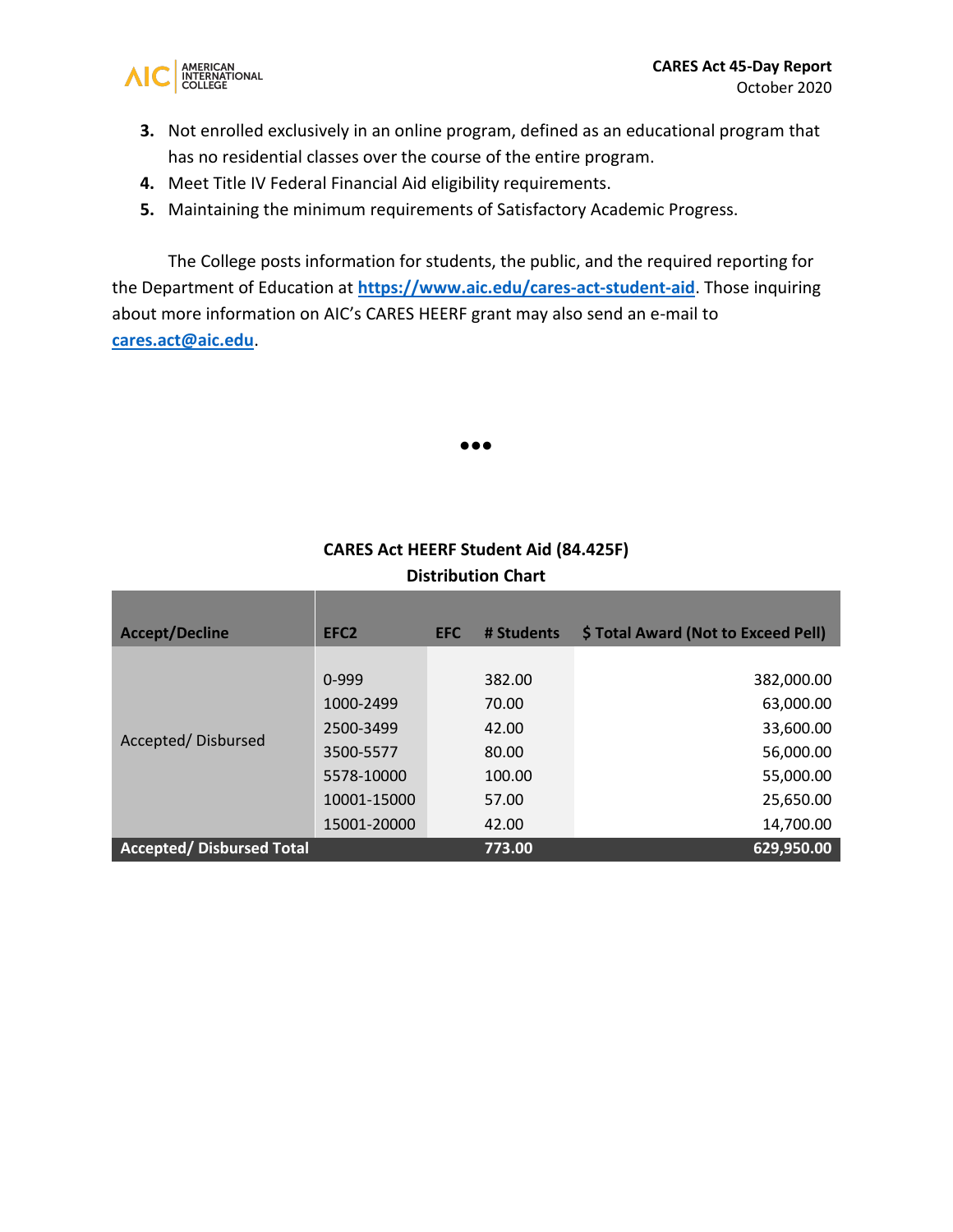3. Not enrolled exclusively in an online program, defined as an educational program that has no residential classes over the course of the entire program.
4. Meet Title IV Federal Financial Aid eligibility requirements.
5. Maintaining the minimum requirements of Satisfactory Academic Progress.

The College posts information for students, the public, and the required reporting for the Department of Education at **https://www.aic.edu/cares-act-student-aid**. Those inquiring about more information on AIC's CARES HEERF grant may also send an e-mail to **cares.act@aic.edu**.

•••

**CARES Act HEERF Student Aid (84.425F)**
**Distribution Chart**

| Accept/Decline | EFC2 | EFC | # Students | $ Total Award (Not to Exceed Pell) |
|---|---|---|---|---|
| Accepted/ Disbursed | 0-999 | | 382.00 | 382,000.00 |
| | 1000-2499 | | 70.00 | 63,000.00 |
| | 2500-3499 | | 42.00 | 33,600.00 |
| | 3500-5577 | | 80.00 | 56,000.00 |
| | 5578-10000 | | 100.00 | 55,000.00 |
| | 10001-15000 | | 57.00 | 25,650.00 |
| | 15001-20000 | | 42.00 | 14,700.00 |
| **Accepted/ Disbursed Total** | | | **773.00** | **629,950.00** |